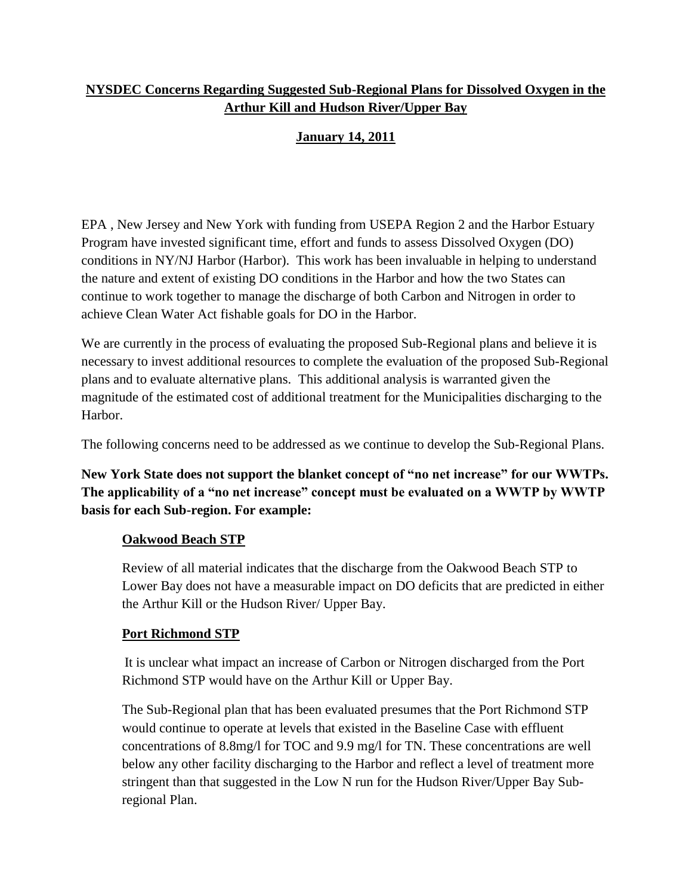**NYSDEC Concerns Regarding Suggested Sub-Regional Plans for Dissolved Oxygen in the Arthur Kill and Hudson River/Upper Bay**

**January 14, 2011**

EPA , New Jersey and New York with funding from USEPA Region 2 and the Harbor Estuary Program have invested significant time, effort and funds to assess Dissolved Oxygen (DO) conditions in NY/NJ Harbor (Harbor). This work has been invaluable in helping to understand the nature and extent of existing DO conditions in the Harbor and how the two States can continue to work together to manage the discharge of both Carbon and Nitrogen in order to achieve Clean Water Act fishable goals for DO in the Harbor.

We are currently in the process of evaluating the proposed Sub-Regional plans and believe it is necessary to invest additional resources to complete the evaluation of the proposed Sub-Regional plans and to evaluate alternative plans. This additional analysis is warranted given the magnitude of the estimated cost of additional treatment for the Municipalities discharging to the Harbor.

The following concerns need to be addressed as we continue to develop the Sub-Regional Plans.

**New York State does not support the blanket concept of "no net increase" for our WWTPs. The applicability of a "no net increase" concept must be evaluated on a WWTP by WWTP basis for each Sub-region. For example:**

**Oakwood Beach STP**

Review of all material indicates that the discharge from the Oakwood Beach STP to Lower Bay does not have a measurable impact on DO deficits that are predicted in either the Arthur Kill or the Hudson River/ Upper Bay.

**Port Richmond STP**

It is unclear what impact an increase of Carbon or Nitrogen discharged from the Port Richmond STP would have on the Arthur Kill or Upper Bay.

The Sub-Regional plan that has been evaluated presumes that the Port Richmond STP would continue to operate at levels that existed in the Baseline Case with effluent concentrations of 8.8mg/l for TOC and 9.9 mg/l for TN. These concentrations are well below any other facility discharging to the Harbor and reflect a level of treatment more stringent than that suggested in the Low N run for the Hudson River/Upper Bay Sub-regional Plan.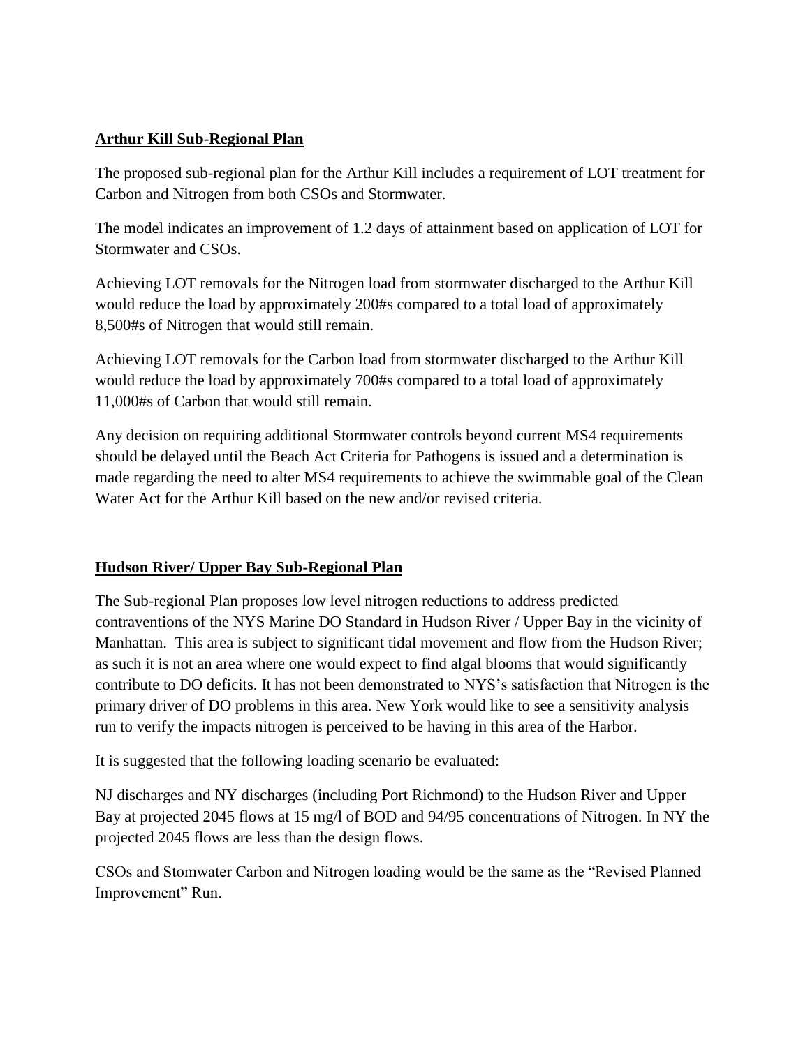**Arthur Kill Sub-Regional Plan**

The proposed sub-regional plan for the Arthur Kill includes a requirement of LOT treatment for Carbon and Nitrogen from both CSOs and Stormwater.

The model indicates an improvement of 1.2 days of attainment based on application of LOT for Stormwater and CSOs.

Achieving LOT removals for the Nitrogen load from stormwater discharged to the Arthur Kill would reduce the load by approximately 200#s compared to a total load of approximately 8,500#s of Nitrogen that would still remain.

Achieving LOT removals for the Carbon load from stormwater discharged to the Arthur Kill would reduce the load by approximately 700#s compared to a total load of approximately 11,000#s of Carbon that would still remain.

Any decision on requiring additional Stormwater controls beyond current MS4 requirements should be delayed until the Beach Act Criteria for Pathogens is issued and a determination is made regarding the need to alter MS4 requirements to achieve the swimmable goal of the Clean Water Act for the Arthur Kill based on the new and/or revised criteria.

**Hudson River/ Upper Bay Sub-Regional Plan**

The Sub-regional Plan proposes low level nitrogen reductions to address predicted contraventions of the NYS Marine DO Standard in Hudson River / Upper Bay in the vicinity of Manhattan. This area is subject to significant tidal movement and flow from the Hudson River; as such it is not an area where one would expect to find algal blooms that would significantly contribute to DO deficits. It has not been demonstrated to NYS's satisfaction that Nitrogen is the primary driver of DO problems in this area. New York would like to see a sensitivity analysis run to verify the impacts nitrogen is perceived to be having in this area of the Harbor.

It is suggested that the following loading scenario be evaluated:

NJ discharges and NY discharges (including Port Richmond) to the Hudson River and Upper Bay at projected 2045 flows at 15 mg/l of BOD and 94/95 concentrations of Nitrogen. In NY the projected 2045 flows are less than the design flows.

CSOs and Stomwater Carbon and Nitrogen loading would be the same as the "Revised Planned Improvement" Run.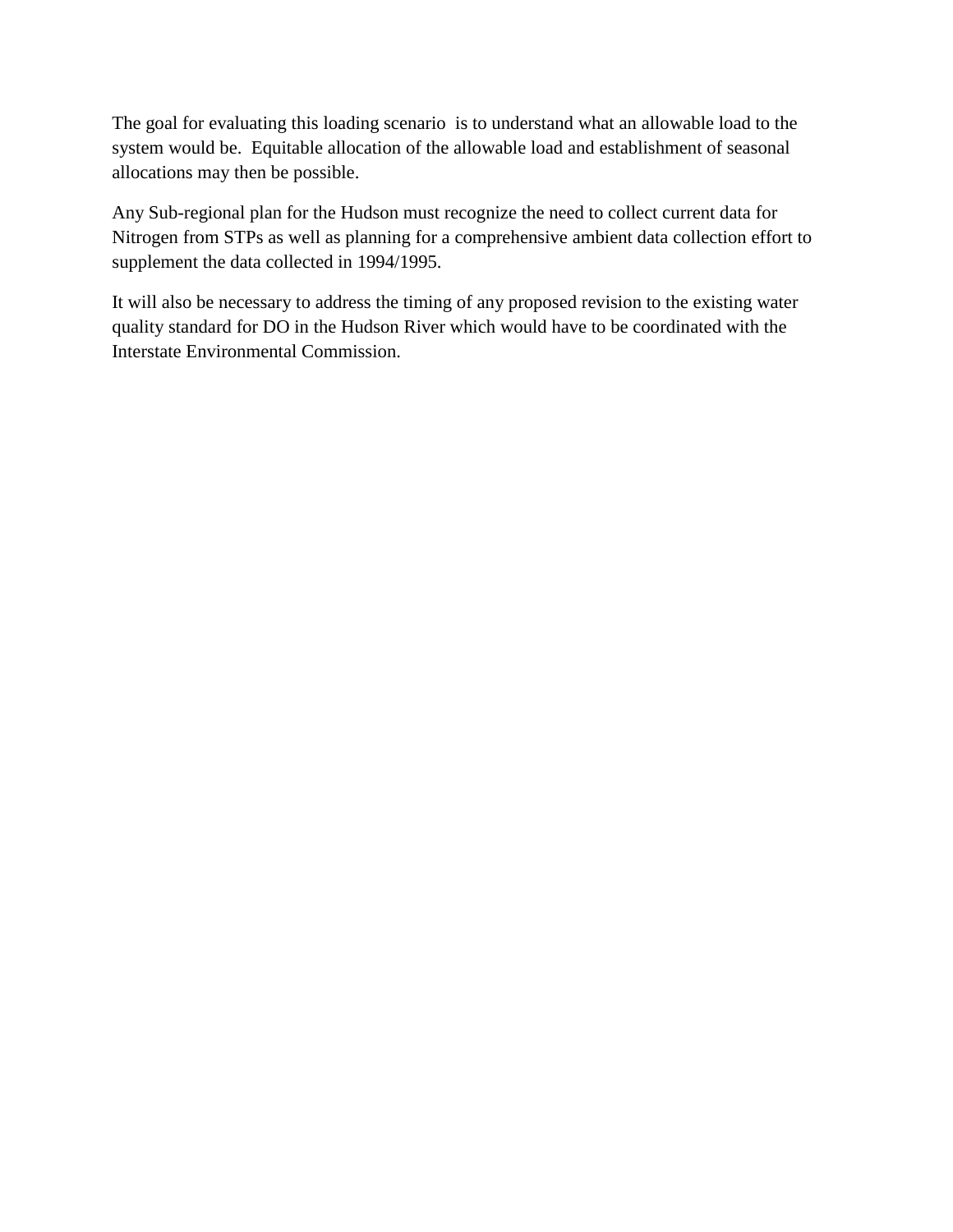The goal for evaluating this loading scenario is to understand what an allowable load to the system would be. Equitable allocation of the allowable load and establishment of seasonal allocations may then be possible.

Any Sub-regional plan for the Hudson must recognize the need to collect current data for Nitrogen from STPs as well as planning for a comprehensive ambient data collection effort to supplement the data collected in 1994/1995.

It will also be necessary to address the timing of any proposed revision to the existing water quality standard for DO in the Hudson River which would have to be coordinated with the Interstate Environmental Commission.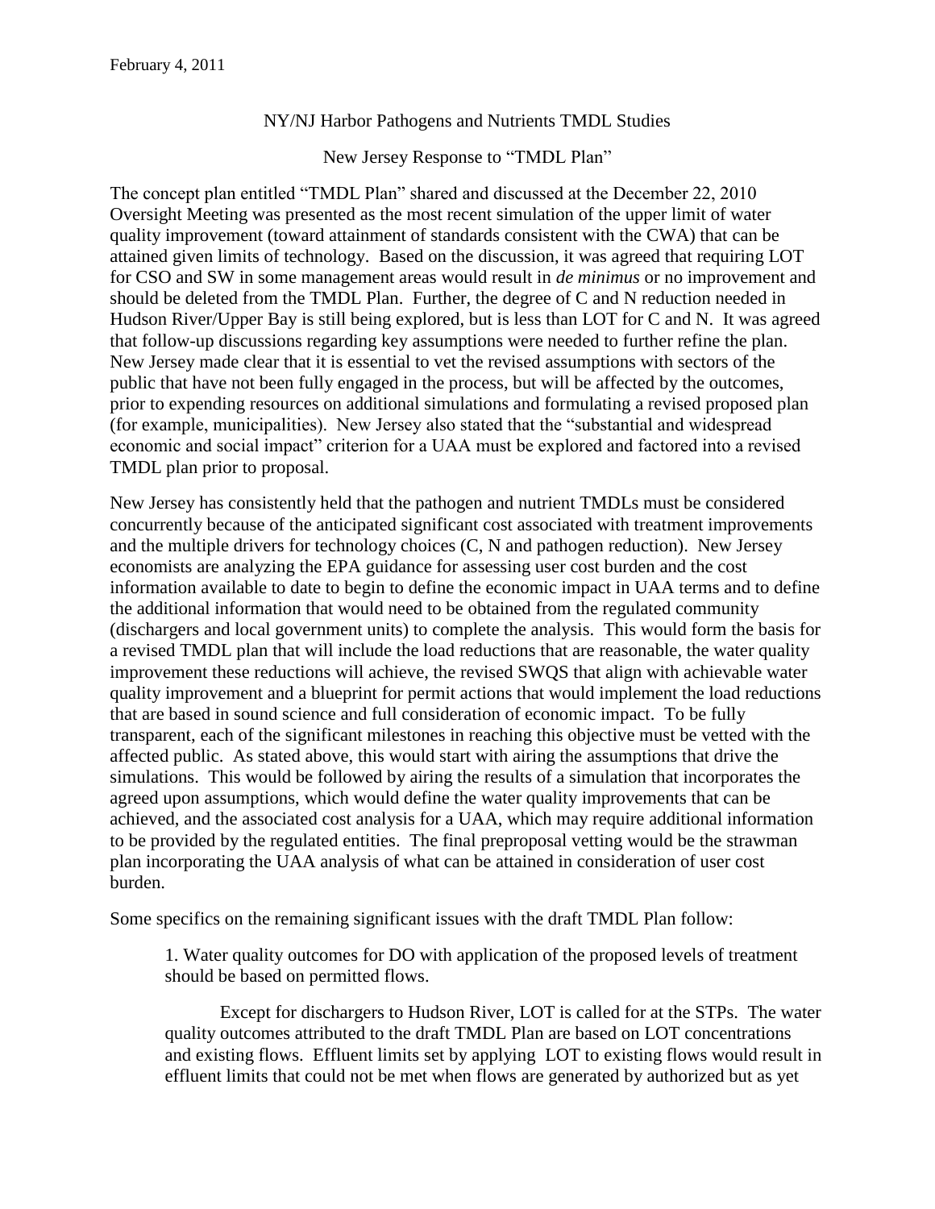February 4, 2011

NY/NJ Harbor Pathogens and Nutrients TMDL Studies

New Jersey Response to "TMDL Plan"

The concept plan entitled "TMDL Plan" shared and discussed at the December 22, 2010 Oversight Meeting was presented as the most recent simulation of the upper limit of water quality improvement (toward attainment of standards consistent with the CWA) that can be attained given limits of technology. Based on the discussion, it was agreed that requiring LOT for CSO and SW in some management areas would result in *de minimus* or no improvement and should be deleted from the TMDL Plan. Further, the degree of C and N reduction needed in Hudson River/Upper Bay is still being explored, but is less than LOT for C and N. It was agreed that follow-up discussions regarding key assumptions were needed to further refine the plan. New Jersey made clear that it is essential to vet the revised assumptions with sectors of the public that have not been fully engaged in the process, but will be affected by the outcomes, prior to expending resources on additional simulations and formulating a revised proposed plan (for example, municipalities). New Jersey also stated that the "substantial and widespread economic and social impact" criterion for a UAA must be explored and factored into a revised TMDL plan prior to proposal.

New Jersey has consistently held that the pathogen and nutrient TMDLs must be considered concurrently because of the anticipated significant cost associated with treatment improvements and the multiple drivers for technology choices (C, N and pathogen reduction). New Jersey economists are analyzing the EPA guidance for assessing user cost burden and the cost information available to date to begin to define the economic impact in UAA terms and to define the additional information that would need to be obtained from the regulated community (dischargers and local government units) to complete the analysis. This would form the basis for a revised TMDL plan that will include the load reductions that are reasonable, the water quality improvement these reductions will achieve, the revised SWQS that align with achievable water quality improvement and a blueprint for permit actions that would implement the load reductions that are based in sound science and full consideration of economic impact. To be fully transparent, each of the significant milestones in reaching this objective must be vetted with the affected public. As stated above, this would start with airing the assumptions that drive the simulations. This would be followed by airing the results of a simulation that incorporates the agreed upon assumptions, which would define the water quality improvements that can be achieved, and the associated cost analysis for a UAA, which may require additional information to be provided by the regulated entities. The final preproposal vetting would be the strawman plan incorporating the UAA analysis of what can be attained in consideration of user cost burden.

Some specifics on the remaining significant issues with the draft TMDL Plan follow:

1. Water quality outcomes for DO with application of the proposed levels of treatment should be based on permitted flows.

Except for dischargers to Hudson River, LOT is called for at the STPs. The water quality outcomes attributed to the draft TMDL Plan are based on LOT concentrations and existing flows. Effluent limits set by applying LOT to existing flows would result in effluent limits that could not be met when flows are generated by authorized but as yet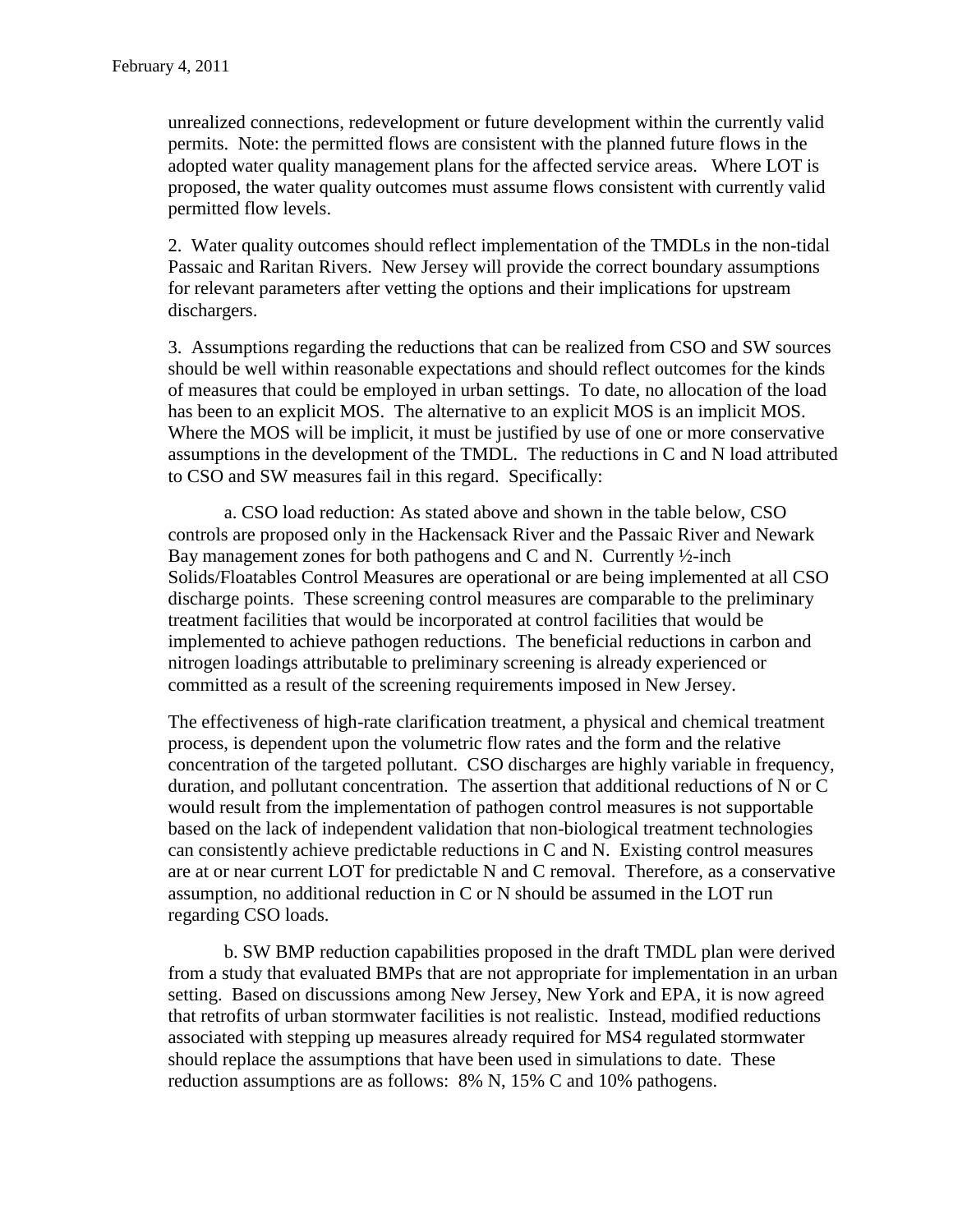unrealized connections, redevelopment or future development within the currently valid permits. Note: the permitted flows are consistent with the planned future flows in the adopted water quality management plans for the affected service areas. Where LOT is proposed, the water quality outcomes must assume flows consistent with currently valid permitted flow levels.

2. Water quality outcomes should reflect implementation of the TMDLs in the non-tidal Passaic and Raritan Rivers. New Jersey will provide the correct boundary assumptions for relevant parameters after vetting the options and their implications for upstream dischargers.

3. Assumptions regarding the reductions that can be realized from CSO and SW sources should be well within reasonable expectations and should reflect outcomes for the kinds of measures that could be employed in urban settings. To date, no allocation of the load has been to an explicit MOS. The alternative to an explicit MOS is an implicit MOS. Where the MOS will be implicit, it must be justified by use of one or more conservative assumptions in the development of the TMDL. The reductions in C and N load attributed to CSO and SW measures fail in this regard. Specifically:

a. CSO load reduction: As stated above and shown in the table below, CSO controls are proposed only in the Hackensack River and the Passaic River and Newark Bay management zones for both pathogens and C and N. Currently ½-inch Solids/Floatables Control Measures are operational or are being implemented at all CSO discharge points. These screening control measures are comparable to the preliminary treatment facilities that would be incorporated at control facilities that would be implemented to achieve pathogen reductions. The beneficial reductions in carbon and nitrogen loadings attributable to preliminary screening is already experienced or committed as a result of the screening requirements imposed in New Jersey.

The effectiveness of high-rate clarification treatment, a physical and chemical treatment process, is dependent upon the volumetric flow rates and the form and the relative concentration of the targeted pollutant. CSO discharges are highly variable in frequency, duration, and pollutant concentration. The assertion that additional reductions of N or C would result from the implementation of pathogen control measures is not supportable based on the lack of independent validation that non-biological treatment technologies can consistently achieve predictable reductions in C and N. Existing control measures are at or near current LOT for predictable N and C removal. Therefore, as a conservative assumption, no additional reduction in C or N should be assumed in the LOT run regarding CSO loads.

b. SW BMP reduction capabilities proposed in the draft TMDL plan were derived from a study that evaluated BMPs that are not appropriate for implementation in an urban setting. Based on discussions among New Jersey, New York and EPA, it is now agreed that retrofits of urban stormwater facilities is not realistic. Instead, modified reductions associated with stepping up measures already required for MS4 regulated stormwater should replace the assumptions that have been used in simulations to date. These reduction assumptions are as follows: 8% N, 15% C and 10% pathogens.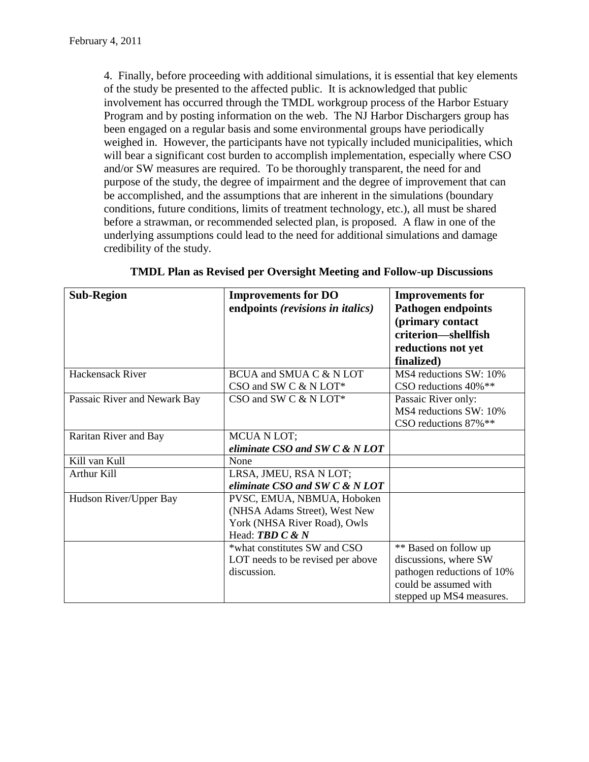February 4, 2011

4. Finally, before proceeding with additional simulations, it is essential that key elements of the study be presented to the affected public. It is acknowledged that public involvement has occurred through the TMDL workgroup process of the Harbor Estuary Program and by posting information on the web. The NJ Harbor Dischargers group has been engaged on a regular basis and some environmental groups have periodically weighed in. However, the participants have not typically included municipalities, which will bear a significant cost burden to accomplish implementation, especially where CSO and/or SW measures are required. To be thoroughly transparent, the need for and purpose of the study, the degree of impairment and the degree of improvement that can be accomplished, and the assumptions that are inherent in the simulations (boundary conditions, future conditions, limits of treatment technology, etc.), all must be shared before a strawman, or recommended selected plan, is proposed. A flaw in one of the underlying assumptions could lead to the need for additional simulations and damage credibility of the study.

**TMDL Plan as Revised per Oversight Meeting and Follow-up Discussions**

| Sub-Region | Improvements for DO endpoints *(revisions in italics)* | Improvements for Pathogen endpoints (primary contact criterion—shellfish reductions not yet finalized) |
|---|---|---|
| Hackensack River | BCUA and SMUA C & N LOT<br>CSO and SW C & N LOT* | MS4 reductions SW: 10%<br>CSO reductions 40%** |
| Passaic River and Newark Bay | CSO and SW C & N LOT* | Passaic River only:<br>MS4 reductions SW: 10%<br>CSO reductions 87%** |
| Raritan River and Bay | MCUA N LOT;<br>***eliminate CSO and SW C & N LOT*** | |
| Kill van Kull | None | |
| Arthur Kill | LRSA, JMEU, RSA N LOT;<br>***eliminate CSO and SW C & N LOT*** | |
| Hudson River/Upper Bay | PVSC, EMUA, NBMUA, Hoboken (NHSA Adams Street), West New York (NHSA River Road), Owls Head: ***TBD C & N*** | |
| | *what constitutes SW and CSO LOT needs to be revised per above discussion. | ** Based on follow up discussions, where SW pathogen reductions of 10% could be assumed with stepped up MS4 measures. |